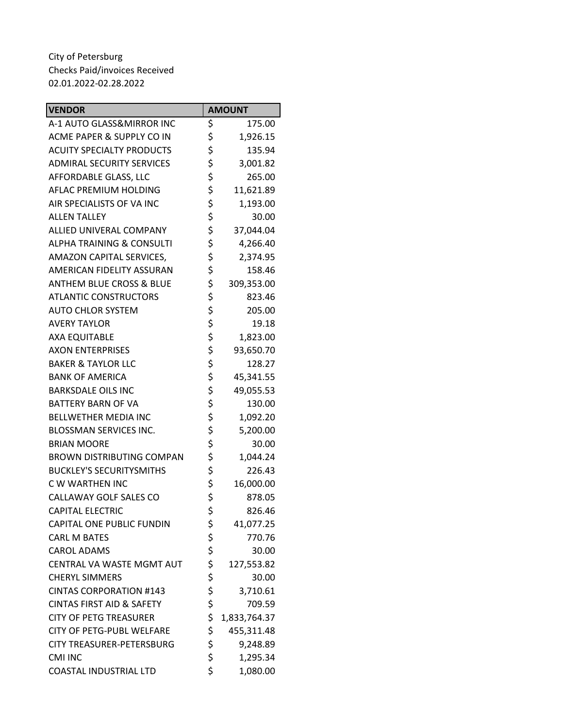City of Petersburg
Checks Paid/invoices Received
02.01.2022-02.28.2022

| VENDOR | AMOUNT |
|---|---|
| A-1 AUTO GLASS&MIRROR INC | $ 175.00 |
| ACME PAPER & SUPPLY CO IN | $ 1,926.15 |
| ACUITY SPECIALTY PRODUCTS | $ 135.94 |
| ADMIRAL SECURITY SERVICES | $ 3,001.82 |
| AFFORDABLE GLASS, LLC | $ 265.00 |
| AFLAC PREMIUM HOLDING | $ 11,621.89 |
| AIR SPECIALISTS OF VA INC | $ 1,193.00 |
| ALLEN TALLEY | $ 30.00 |
| ALLIED UNIVERAL COMPANY | $ 37,044.04 |
| ALPHA TRAINING & CONSULTI | $ 4,266.40 |
| AMAZON CAPITAL SERVICES, | $ 2,374.95 |
| AMERICAN FIDELITY ASSURAN | $ 158.46 |
| ANTHEM BLUE CROSS & BLUE | $ 309,353.00 |
| ATLANTIC CONSTRUCTORS | $ 823.46 |
| AUTO CHLOR SYSTEM | $ 205.00 |
| AVERY TAYLOR | $ 19.18 |
| AXA EQUITABLE | $ 1,823.00 |
| AXON ENTERPRISES | $ 93,650.70 |
| BAKER & TAYLOR LLC | $ 128.27 |
| BANK OF AMERICA | $ 45,341.55 |
| BARKSDALE OILS INC | $ 49,055.53 |
| BATTERY BARN OF VA | $ 130.00 |
| BELLWETHER MEDIA INC | $ 1,092.20 |
| BLOSSMAN SERVICES INC. | $ 5,200.00 |
| BRIAN MOORE | $ 30.00 |
| BROWN DISTRIBUTING COMPAN | $ 1,044.24 |
| BUCKLEY'S SECURITYSMITHS | $ 226.43 |
| C W WARTHEN INC | $ 16,000.00 |
| CALLAWAY GOLF SALES CO | $ 878.05 |
| CAPITAL ELECTRIC | $ 826.46 |
| CAPITAL ONE PUBLIC FUNDIN | $ 41,077.25 |
| CARL M BATES | $ 770.76 |
| CAROL ADAMS | $ 30.00 |
| CENTRAL VA WASTE MGMT AUT | $ 127,553.82 |
| CHERYL SIMMERS | $ 30.00 |
| CINTAS CORPORATION #143 | $ 3,710.61 |
| CINTAS FIRST AID & SAFETY | $ 709.59 |
| CITY OF PETG TREASURER | $ 1,833,764.37 |
| CITY OF PETG-PUBL WELFARE | $ 455,311.48 |
| CITY TREASURER-PETERSBURG | $ 9,248.89 |
| CMI INC | $ 1,295.34 |
| COASTAL INDUSTRIAL LTD | $ 1,080.00 |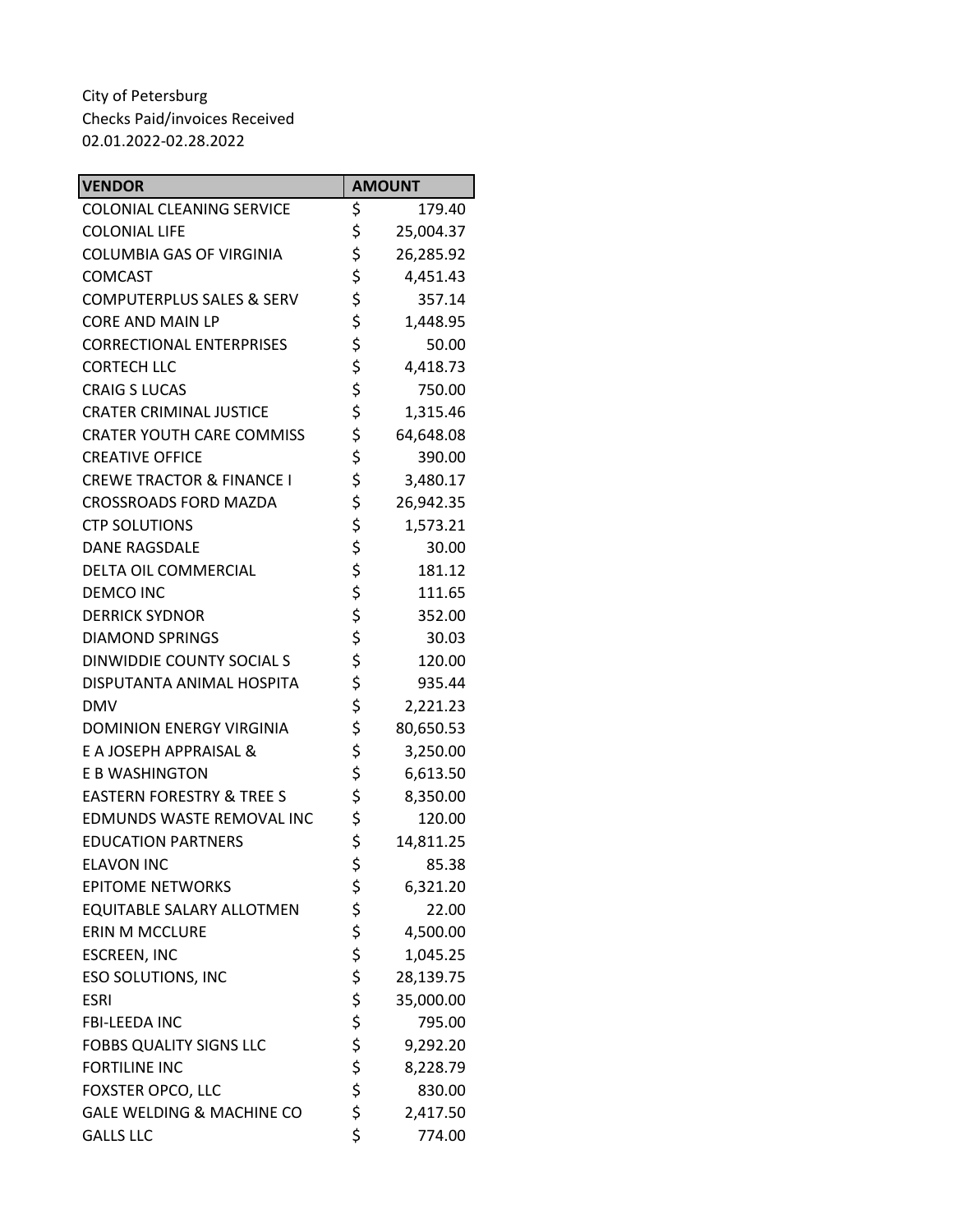City of Petersburg
Checks Paid/invoices Received
02.01.2022-02.28.2022

| VENDOR | AMOUNT |
|---|---|
| COLONIAL CLEANING SERVICE | $ 179.40 |
| COLONIAL LIFE | $ 25,004.37 |
| COLUMBIA GAS OF VIRGINIA | $ 26,285.92 |
| COMCAST | $ 4,451.43 |
| COMPUTERPLUS SALES & SERV | $ 357.14 |
| CORE AND MAIN LP | $ 1,448.95 |
| CORRECTIONAL ENTERPRISES | $ 50.00 |
| CORTECH LLC | $ 4,418.73 |
| CRAIG S LUCAS | $ 750.00 |
| CRATER CRIMINAL JUSTICE | $ 1,315.46 |
| CRATER YOUTH CARE COMMISS | $ 64,648.08 |
| CREATIVE OFFICE | $ 390.00 |
| CREWE TRACTOR & FINANCE I | $ 3,480.17 |
| CROSSROADS FORD MAZDA | $ 26,942.35 |
| CTP SOLUTIONS | $ 1,573.21 |
| DANE RAGSDALE | $ 30.00 |
| DELTA OIL COMMERCIAL | $ 181.12 |
| DEMCO INC | $ 111.65 |
| DERRICK SYDNOR | $ 352.00 |
| DIAMOND SPRINGS | $ 30.03 |
| DINWIDDIE COUNTY SOCIAL S | $ 120.00 |
| DISPUTANTA ANIMAL HOSPITA | $ 935.44 |
| DMV | $ 2,221.23 |
| DOMINION ENERGY VIRGINIA | $ 80,650.53 |
| E A JOSEPH APPRAISAL & | $ 3,250.00 |
| E B WASHINGTON | $ 6,613.50 |
| EASTERN FORESTRY & TREE S | $ 8,350.00 |
| EDMUNDS WASTE REMOVAL INC | $ 120.00 |
| EDUCATION PARTNERS | $ 14,811.25 |
| ELAVON INC | $ 85.38 |
| EPITOME NETWORKS | $ 6,321.20 |
| EQUITABLE SALARY ALLOTMEN | $ 22.00 |
| ERIN M MCCLURE | $ 4,500.00 |
| ESCREEN, INC | $ 1,045.25 |
| ESO SOLUTIONS, INC | $ 28,139.75 |
| ESRI | $ 35,000.00 |
| FBI-LEEDA INC | $ 795.00 |
| FOBBS QUALITY SIGNS LLC | $ 9,292.20 |
| FORTILINE INC | $ 8,228.79 |
| FOXSTER OPCO, LLC | $ 830.00 |
| GALE WELDING & MACHINE CO | $ 2,417.50 |
| GALLS LLC | $ 774.00 |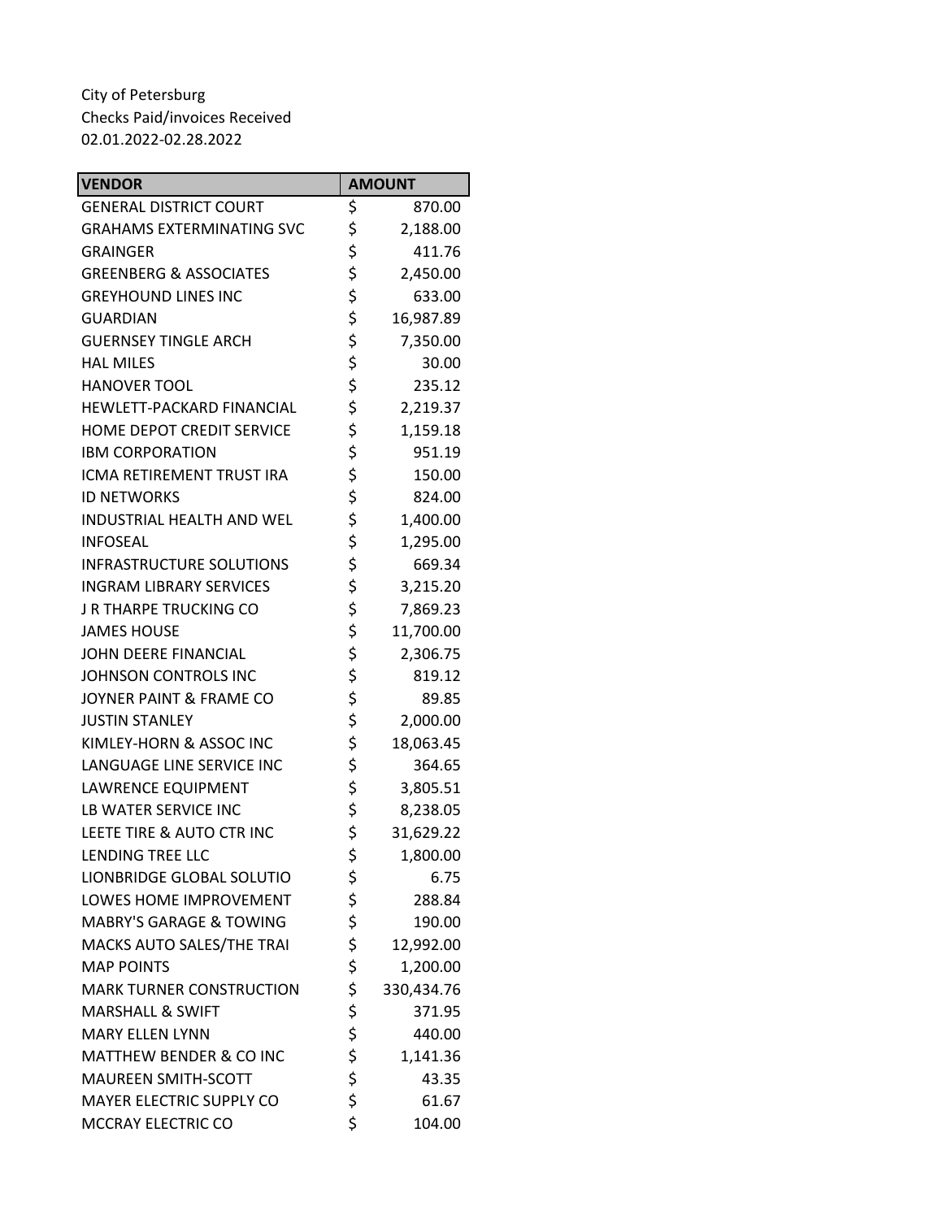City of Petersburg
Checks Paid/invoices Received
02.01.2022-02.28.2022

| VENDOR | AMOUNT |
|---|---|
| GENERAL DISTRICT COURT | $ 870.00 |
| GRAHAMS EXTERMINATING SVC | $ 2,188.00 |
| GRAINGER | $ 411.76 |
| GREENBERG & ASSOCIATES | $ 2,450.00 |
| GREYHOUND LINES INC | $ 633.00 |
| GUARDIAN | $ 16,987.89 |
| GUERNSEY TINGLE ARCH | $ 7,350.00 |
| HAL MILES | $ 30.00 |
| HANOVER TOOL | $ 235.12 |
| HEWLETT-PACKARD FINANCIAL | $ 2,219.37 |
| HOME DEPOT CREDIT SERVICE | $ 1,159.18 |
| IBM CORPORATION | $ 951.19 |
| ICMA RETIREMENT TRUST IRA | $ 150.00 |
| ID NETWORKS | $ 824.00 |
| INDUSTRIAL HEALTH AND WEL | $ 1,400.00 |
| INFOSEAL | $ 1,295.00 |
| INFRASTRUCTURE SOLUTIONS | $ 669.34 |
| INGRAM LIBRARY SERVICES | $ 3,215.20 |
| J R THARPE TRUCKING CO | $ 7,869.23 |
| JAMES HOUSE | $ 11,700.00 |
| JOHN DEERE FINANCIAL | $ 2,306.75 |
| JOHNSON CONTROLS INC | $ 819.12 |
| JOYNER PAINT & FRAME CO | $ 89.85 |
| JUSTIN STANLEY | $ 2,000.00 |
| KIMLEY-HORN & ASSOC INC | $ 18,063.45 |
| LANGUAGE LINE SERVICE INC | $ 364.65 |
| LAWRENCE EQUIPMENT | $ 3,805.51 |
| LB WATER SERVICE INC | $ 8,238.05 |
| LEETE TIRE & AUTO CTR INC | $ 31,629.22 |
| LENDING TREE LLC | $ 1,800.00 |
| LIONBRIDGE GLOBAL SOLUTIO | $ 6.75 |
| LOWES HOME IMPROVEMENT | $ 288.84 |
| MABRY'S GARAGE & TOWING | $ 190.00 |
| MACKS AUTO SALES/THE TRAI | $ 12,992.00 |
| MAP POINTS | $ 1,200.00 |
| MARK TURNER CONSTRUCTION | $ 330,434.76 |
| MARSHALL & SWIFT | $ 371.95 |
| MARY ELLEN LYNN | $ 440.00 |
| MATTHEW BENDER & CO INC | $ 1,141.36 |
| MAUREEN SMITH-SCOTT | $ 43.35 |
| MAYER ELECTRIC SUPPLY CO | $ 61.67 |
| MCCRAY ELECTRIC CO | $ 104.00 |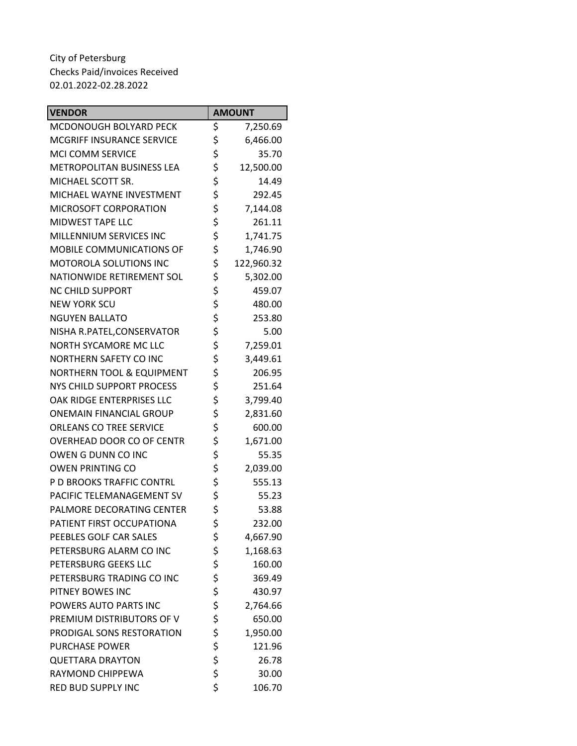City of Petersburg
Checks Paid/invoices Received
02.01.2022-02.28.2022

| VENDOR | AMOUNT |
|---|---|
| MCDONOUGH BOLYARD PECK | $ 7,250.69 |
| MCGRIFF INSURANCE SERVICE | $ 6,466.00 |
| MCI COMM SERVICE | $ 35.70 |
| METROPOLITAN BUSINESS LEA | $ 12,500.00 |
| MICHAEL SCOTT SR. | $ 14.49 |
| MICHAEL WAYNE INVESTMENT | $ 292.45 |
| MICROSOFT CORPORATION | $ 7,144.08 |
| MIDWEST TAPE LLC | $ 261.11 |
| MILLENNIUM SERVICES INC | $ 1,741.75 |
| MOBILE COMMUNICATIONS OF | $ 1,746.90 |
| MOTOROLA SOLUTIONS INC | $ 122,960.32 |
| NATIONWIDE RETIREMENT SOL | $ 5,302.00 |
| NC CHILD SUPPORT | $ 459.07 |
| NEW YORK SCU | $ 480.00 |
| NGUYEN BALLATO | $ 253.80 |
| NISHA R.PATEL,CONSERVATOR | $ 5.00 |
| NORTH SYCAMORE MC LLC | $ 7,259.01 |
| NORTHERN SAFETY CO INC | $ 3,449.61 |
| NORTHERN TOOL & EQUIPMENT | $ 206.95 |
| NYS CHILD SUPPORT PROCESS | $ 251.64 |
| OAK RIDGE ENTERPRISES LLC | $ 3,799.40 |
| ONEMAIN FINANCIAL GROUP | $ 2,831.60 |
| ORLEANS CO TREE SERVICE | $ 600.00 |
| OVERHEAD DOOR CO OF CENTR | $ 1,671.00 |
| OWEN G DUNN CO INC | $ 55.35 |
| OWEN PRINTING CO | $ 2,039.00 |
| P D BROOKS TRAFFIC CONTRL | $ 555.13 |
| PACIFIC TELEMANAGEMENT SV | $ 55.23 |
| PALMORE DECORATING CENTER | $ 53.88 |
| PATIENT FIRST OCCUPATIONA | $ 232.00 |
| PEEBLES GOLF CAR SALES | $ 4,667.90 |
| PETERSBURG ALARM CO INC | $ 1,168.63 |
| PETERSBURG GEEKS LLC | $ 160.00 |
| PETERSBURG TRADING CO INC | $ 369.49 |
| PITNEY BOWES INC | $ 430.97 |
| POWERS AUTO PARTS INC | $ 2,764.66 |
| PREMIUM DISTRIBUTORS OF V | $ 650.00 |
| PRODIGAL SONS RESTORATION | $ 1,950.00 |
| PURCHASE POWER | $ 121.96 |
| QUETTARA DRAYTON | $ 26.78 |
| RAYMOND CHIPPEWA | $ 30.00 |
| RED BUD SUPPLY INC | $ 106.70 |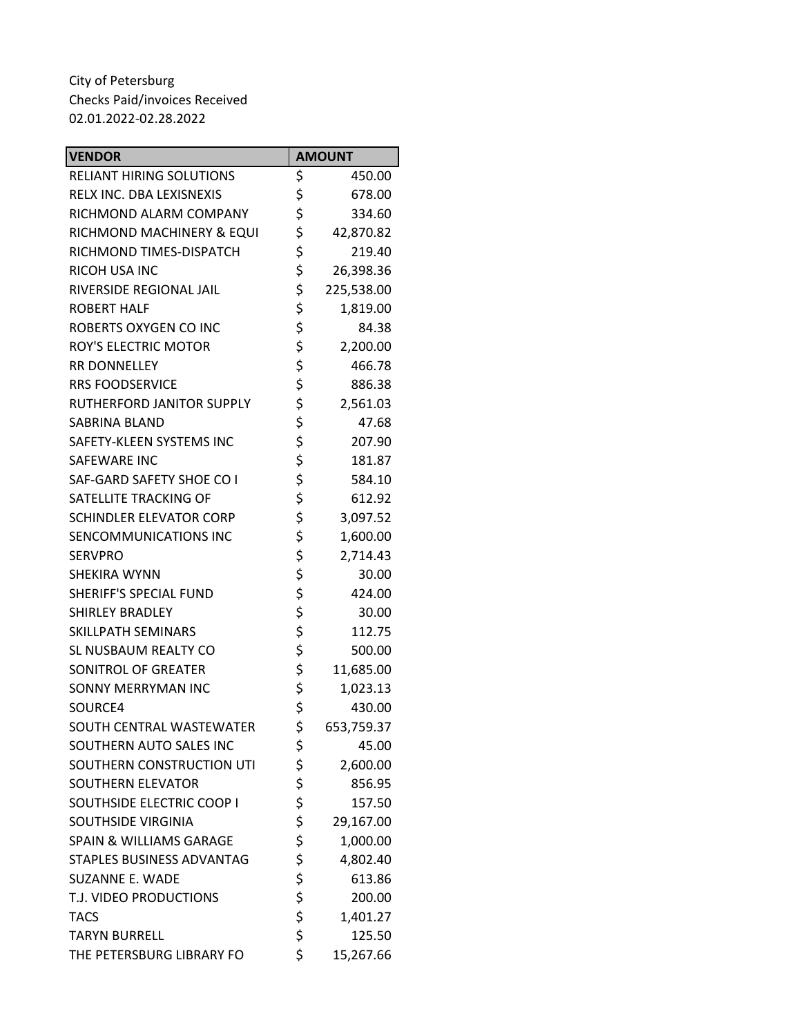City of Petersburg
Checks Paid/invoices Received
02.01.2022-02.28.2022

| VENDOR | AMOUNT |
|---|---|
| RELIANT HIRING SOLUTIONS | $ 450.00 |
| RELX INC. DBA LEXISNEXIS | $ 678.00 |
| RICHMOND ALARM COMPANY | $ 334.60 |
| RICHMOND MACHINERY & EQUI | $ 42,870.82 |
| RICHMOND TIMES-DISPATCH | $ 219.40 |
| RICOH USA INC | $ 26,398.36 |
| RIVERSIDE REGIONAL JAIL | $ 225,538.00 |
| ROBERT HALF | $ 1,819.00 |
| ROBERTS OXYGEN CO INC | $ 84.38 |
| ROY'S ELECTRIC MOTOR | $ 2,200.00 |
| RR DONNELLEY | $ 466.78 |
| RRS FOODSERVICE | $ 886.38 |
| RUTHERFORD JANITOR SUPPLY | $ 2,561.03 |
| SABRINA BLAND | $ 47.68 |
| SAFETY-KLEEN SYSTEMS INC | $ 207.90 |
| SAFEWARE INC | $ 181.87 |
| SAF-GARD SAFETY SHOE CO I | $ 584.10 |
| SATELLITE TRACKING OF | $ 612.92 |
| SCHINDLER ELEVATOR CORP | $ 3,097.52 |
| SENCOMMUNICATIONS INC | $ 1,600.00 |
| SERVPRO | $ 2,714.43 |
| SHEKIRA WYNN | $ 30.00 |
| SHERIFF'S SPECIAL FUND | $ 424.00 |
| SHIRLEY BRADLEY | $ 30.00 |
| SKILLPATH SEMINARS | $ 112.75 |
| SL NUSBAUM REALTY CO | $ 500.00 |
| SONITROL OF GREATER | $ 11,685.00 |
| SONNY MERRYMAN INC | $ 1,023.13 |
| SOURCE4 | $ 430.00 |
| SOUTH CENTRAL WASTEWATER | $ 653,759.37 |
| SOUTHERN AUTO SALES INC | $ 45.00 |
| SOUTHERN CONSTRUCTION UTI | $ 2,600.00 |
| SOUTHERN ELEVATOR | $ 856.95 |
| SOUTHSIDE ELECTRIC COOP I | $ 157.50 |
| SOUTHSIDE VIRGINIA | $ 29,167.00 |
| SPAIN & WILLIAMS GARAGE | $ 1,000.00 |
| STAPLES BUSINESS ADVANTAG | $ 4,802.40 |
| SUZANNE E. WADE | $ 613.86 |
| T.J. VIDEO PRODUCTIONS | $ 200.00 |
| TACS | $ 1,401.27 |
| TARYN BURRELL | $ 125.50 |
| THE PETERSBURG LIBRARY FO | $ 15,267.66 |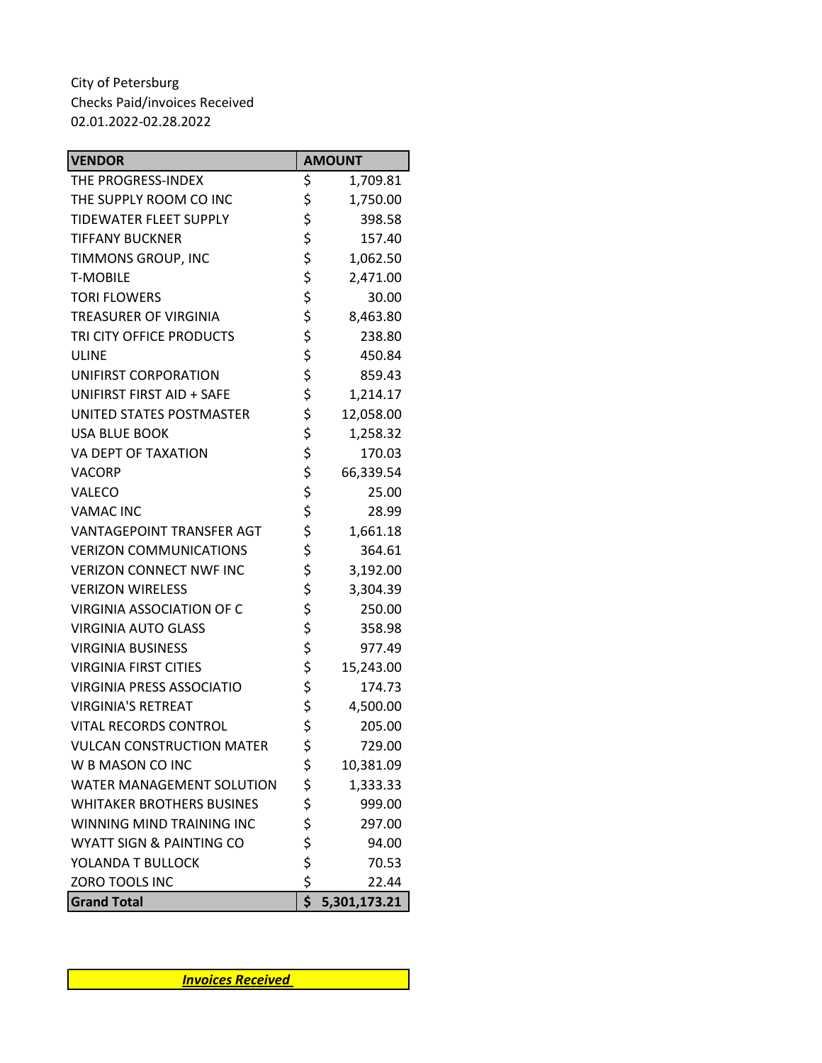City of Petersburg
Checks Paid/invoices Received
02.01.2022-02.28.2022

| VENDOR | AMOUNT |
|---|---|
| THE PROGRESS-INDEX | $ 1,709.81 |
| THE SUPPLY ROOM CO INC | $ 1,750.00 |
| TIDEWATER FLEET SUPPLY | $ 398.58 |
| TIFFANY BUCKNER | $ 157.40 |
| TIMMONS GROUP, INC | $ 1,062.50 |
| T-MOBILE | $ 2,471.00 |
| TORI FLOWERS | $ 30.00 |
| TREASURER OF VIRGINIA | $ 8,463.80 |
| TRI CITY OFFICE PRODUCTS | $ 238.80 |
| ULINE | $ 450.84 |
| UNIFIRST CORPORATION | $ 859.43 |
| UNIFIRST FIRST AID + SAFE | $ 1,214.17 |
| UNITED STATES POSTMASTER | $ 12,058.00 |
| USA BLUE BOOK | $ 1,258.32 |
| VA DEPT OF TAXATION | $ 170.03 |
| VACORP | $ 66,339.54 |
| VALECO | $ 25.00 |
| VAMAC INC | $ 28.99 |
| VANTAGEPOINT TRANSFER AGT | $ 1,661.18 |
| VERIZON COMMUNICATIONS | $ 364.61 |
| VERIZON CONNECT NWF INC | $ 3,192.00 |
| VERIZON WIRELESS | $ 3,304.39 |
| VIRGINIA ASSOCIATION OF C | $ 250.00 |
| VIRGINIA AUTO GLASS | $ 358.98 |
| VIRGINIA BUSINESS | $ 977.49 |
| VIRGINIA FIRST CITIES | $ 15,243.00 |
| VIRGINIA PRESS ASSOCIATIO | $ 174.73 |
| VIRGINIA'S RETREAT | $ 4,500.00 |
| VITAL RECORDS CONTROL | $ 205.00 |
| VULCAN CONSTRUCTION MATER | $ 729.00 |
| W B MASON CO INC | $ 10,381.09 |
| WATER MANAGEMENT SOLUTION | $ 1,333.33 |
| WHITAKER BROTHERS BUSINES | $ 999.00 |
| WINNING MIND TRAINING INC | $ 297.00 |
| WYATT SIGN & PAINTING CO | $ 94.00 |
| YOLANDA T BULLOCK | $ 70.53 |
| ZORO TOOLS INC | $ 22.44 |
| **Grand Total** | **$ 5,301,173.21** |

***Invoices Received***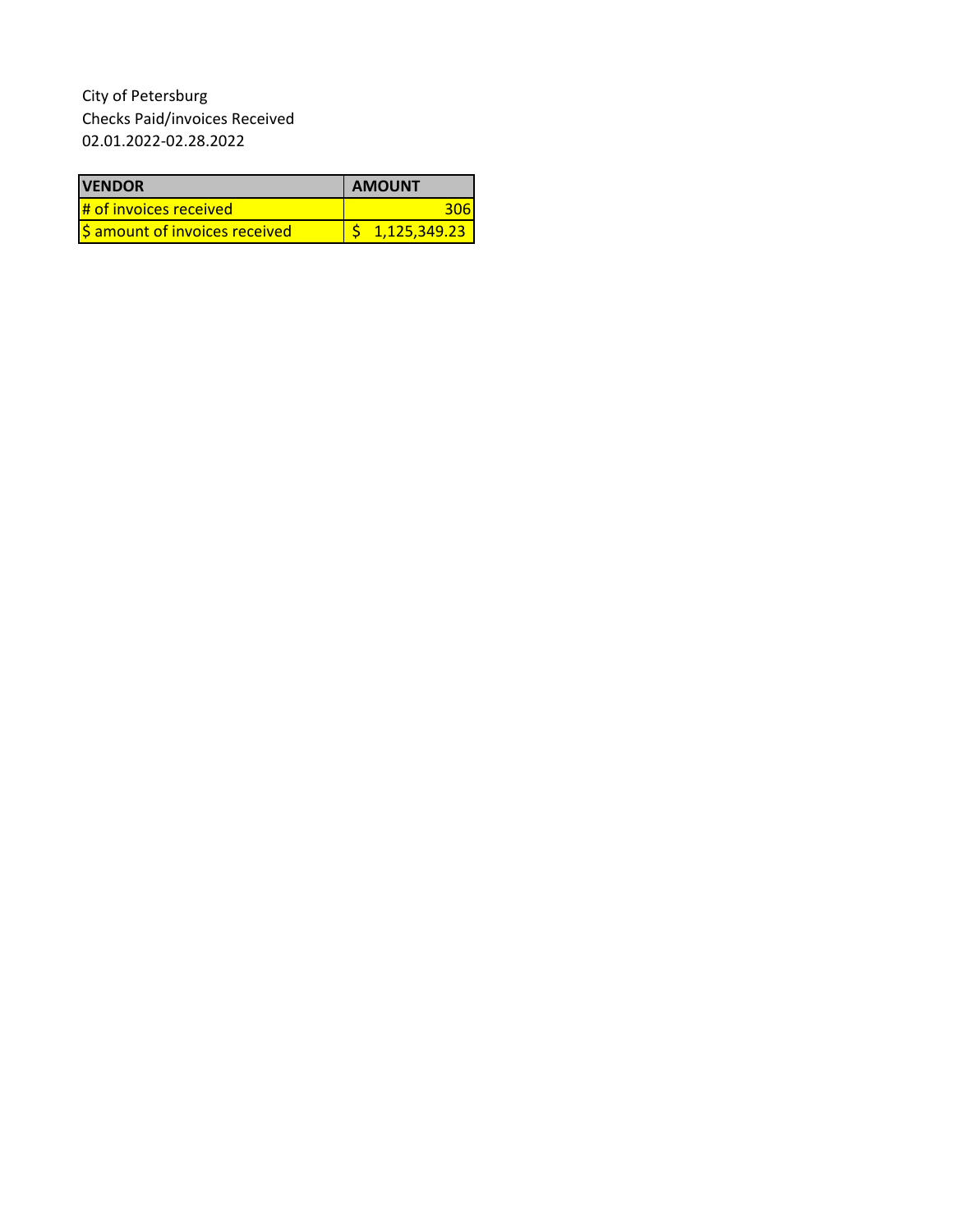City of Petersburg
Checks Paid/invoices Received
02.01.2022-02.28.2022

| VENDOR | AMOUNT |
| --- | --- |
| # of invoices received | 306 |
| $ amount of invoices received | $ 1,125,349.23 |